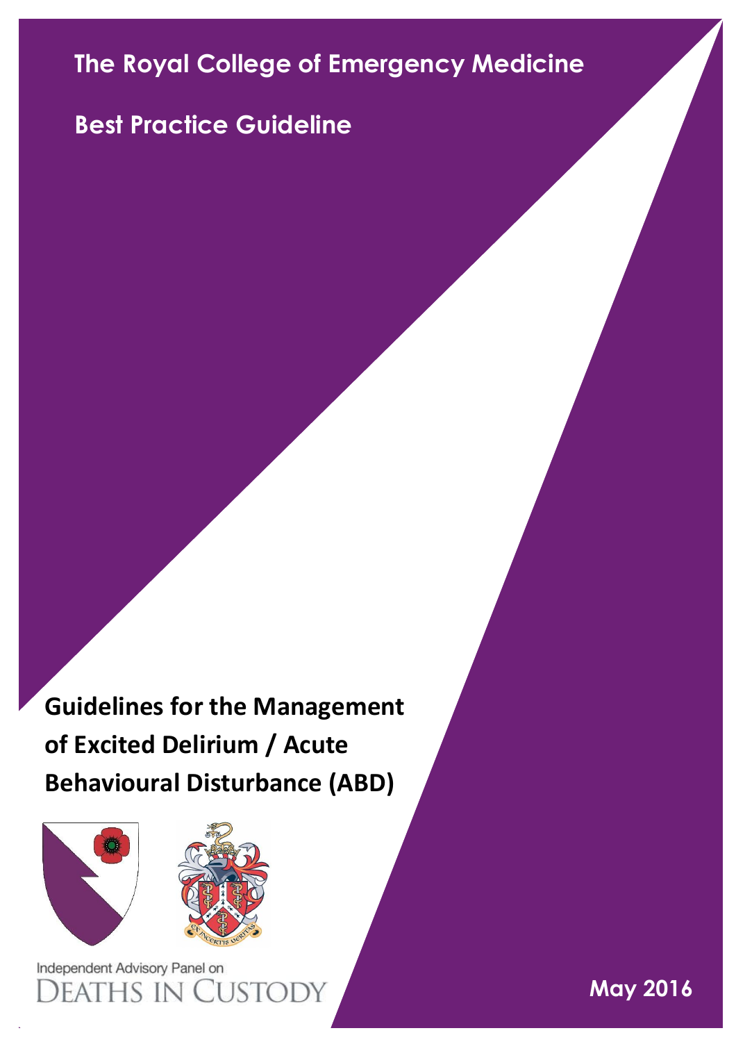# The Royal College of Emergency Medicine

## Best Practice Guideline

# Guidelines for the Management of Excited Delirium / Acute Behavioural Disturbance (ABD)

Independent Advisory Panel on
DEATHS IN CUSTODY

May 2016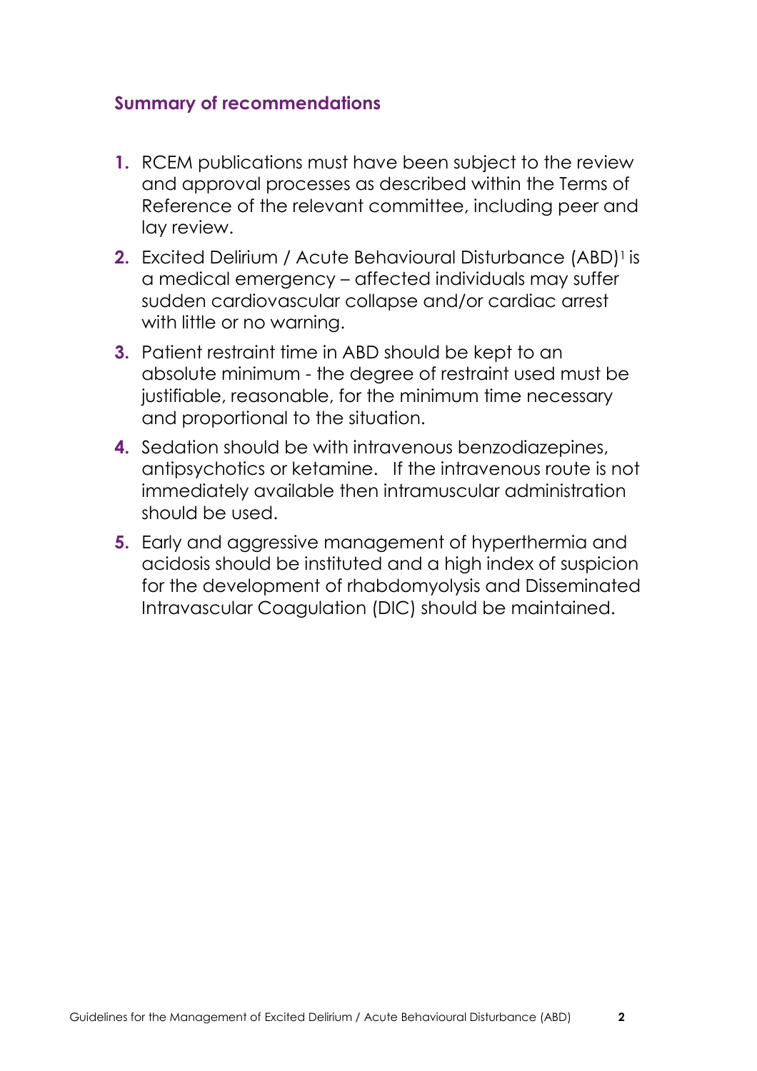## Summary of recommendations

1. RCEM publications must have been subject to the review and approval processes as described within the Terms of Reference of the relevant committee, including peer and lay review.
2. Excited Delirium / Acute Behavioural Disturbance (ABD)[1] is a medical emergency – affected individuals may suffer sudden cardiovascular collapse and/or cardiac arrest with little or no warning.
3. Patient restraint time in ABD should be kept to an absolute minimum - the degree of restraint used must be justifiable, reasonable, for the minimum time necessary and proportional to the situation.
4. Sedation should be with intravenous benzodiazepines, antipsychotics or ketamine. If the intravenous route is not immediately available then intramuscular administration should be used.
5. Early and aggressive management of hyperthermia and acidosis should be instituted and a high index of suspicion for the development of rhabdomyolysis and Disseminated Intravascular Coagulation (DIC) should be maintained.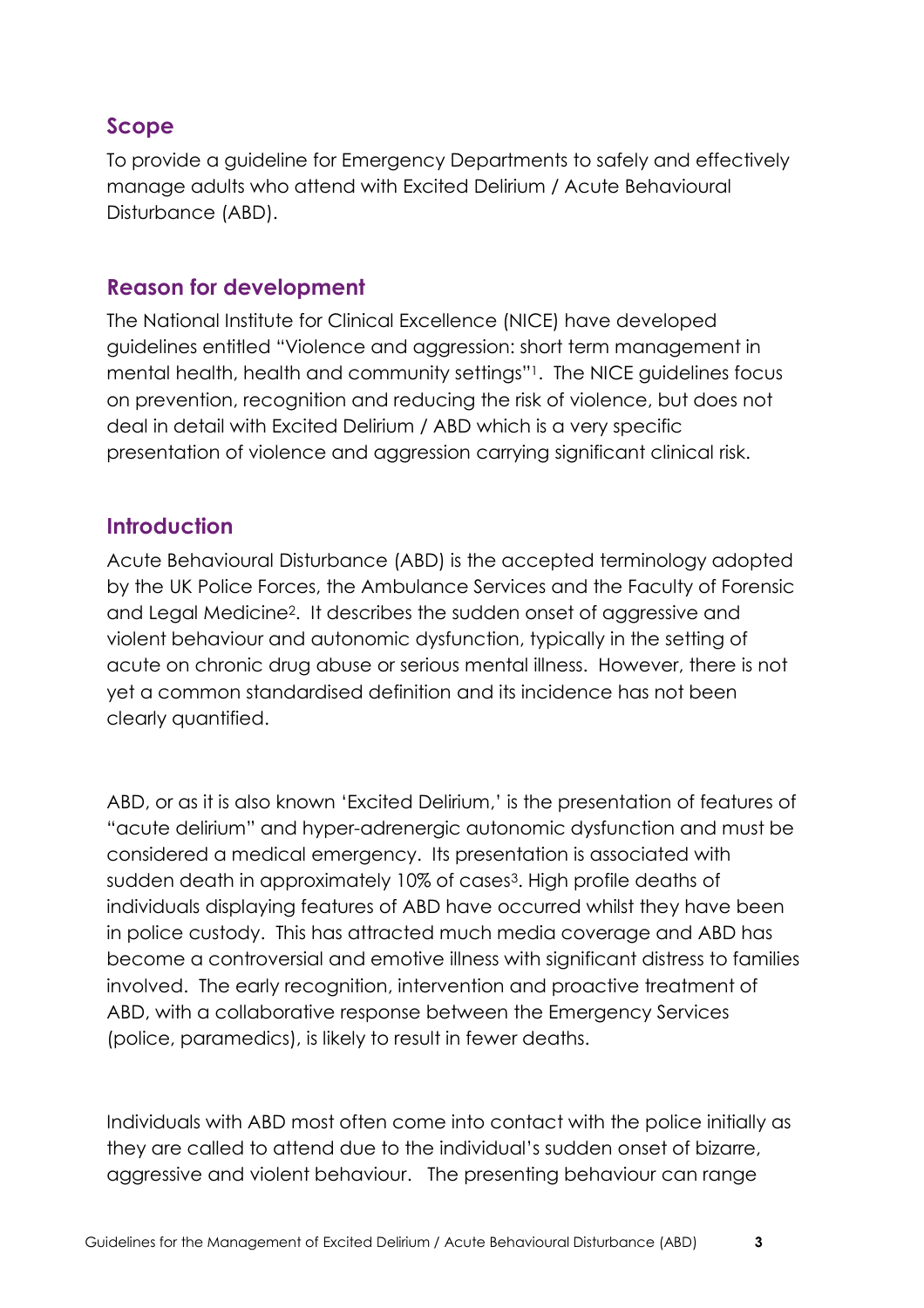## Scope

To provide a guideline for Emergency Departments to safely and effectively manage adults who attend with Excited Delirium / Acute Behavioural Disturbance (ABD).

## Reason for development

The National Institute for Clinical Excellence (NICE) have developed guidelines entitled "Violence and aggression: short term management in mental health, health and community settings"[1]. The NICE guidelines focus on prevention, recognition and reducing the risk of violence, but does not deal in detail with Excited Delirium / ABD which is a very specific presentation of violence and aggression carrying significant clinical risk.

## Introduction

Acute Behavioural Disturbance (ABD) is the accepted terminology adopted by the UK Police Forces, the Ambulance Services and the Faculty of Forensic and Legal Medicine[2]. It describes the sudden onset of aggressive and violent behaviour and autonomic dysfunction, typically in the setting of acute on chronic drug abuse or serious mental illness. However, there is not yet a common standardised definition and its incidence has not been clearly quantified.

ABD, or as it is also known 'Excited Delirium,' is the presentation of features of "acute delirium" and hyper-adrenergic autonomic dysfunction and must be considered a medical emergency. Its presentation is associated with sudden death in approximately 10% of cases[3]. High profile deaths of individuals displaying features of ABD have occurred whilst they have been in police custody. This has attracted much media coverage and ABD has become a controversial and emotive illness with significant distress to families involved. The early recognition, intervention and proactive treatment of ABD, with a collaborative response between the Emergency Services (police, paramedics), is likely to result in fewer deaths.

Individuals with ABD most often come into contact with the police initially as they are called to attend due to the individual's sudden onset of bizarre, aggressive and violent behaviour. The presenting behaviour can range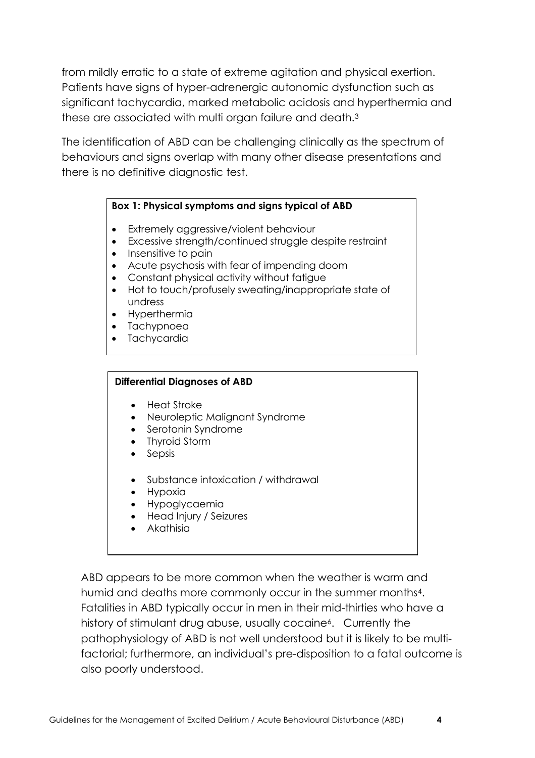from mildly erratic to a state of extreme agitation and physical exertion. Patients have signs of hyper-adrenergic autonomic dysfunction such as significant tachycardia, marked metabolic acidosis and hyperthermia and these are associated with multi organ failure and death.[3]

The identification of ABD can be challenging clinically as the spectrum of behaviours and signs overlap with many other disease presentations and there is no definitive diagnostic test.

**Box 1: Physical symptoms and signs typical of ABD**

- Extremely aggressive/violent behaviour
- Excessive strength/continued struggle despite restraint
- Insensitive to pain
- Acute psychosis with fear of impending doom
- Constant physical activity without fatigue
- Hot to touch/profusely sweating/inappropriate state of undress
- Hyperthermia
- Tachypnoea
- Tachycardia

**Differential Diagnoses of ABD**

- Heat Stroke
- Neuroleptic Malignant Syndrome
- Serotonin Syndrome
- Thyroid Storm
- Sepsis

- Substance intoxication / withdrawal
- Hypoxia
- Hypoglycaemia
- Head Injury / Seizures
- Akathisia

ABD appears to be more common when the weather is warm and humid and deaths more commonly occur in the summer months[4]. Fatalities in ABD typically occur in men in their mid-thirties who have a history of stimulant drug abuse, usually cocaine[6]. Currently the pathophysiology of ABD is not well understood but it is likely to be multi-factorial; furthermore, an individual's pre-disposition to a fatal outcome is also poorly understood.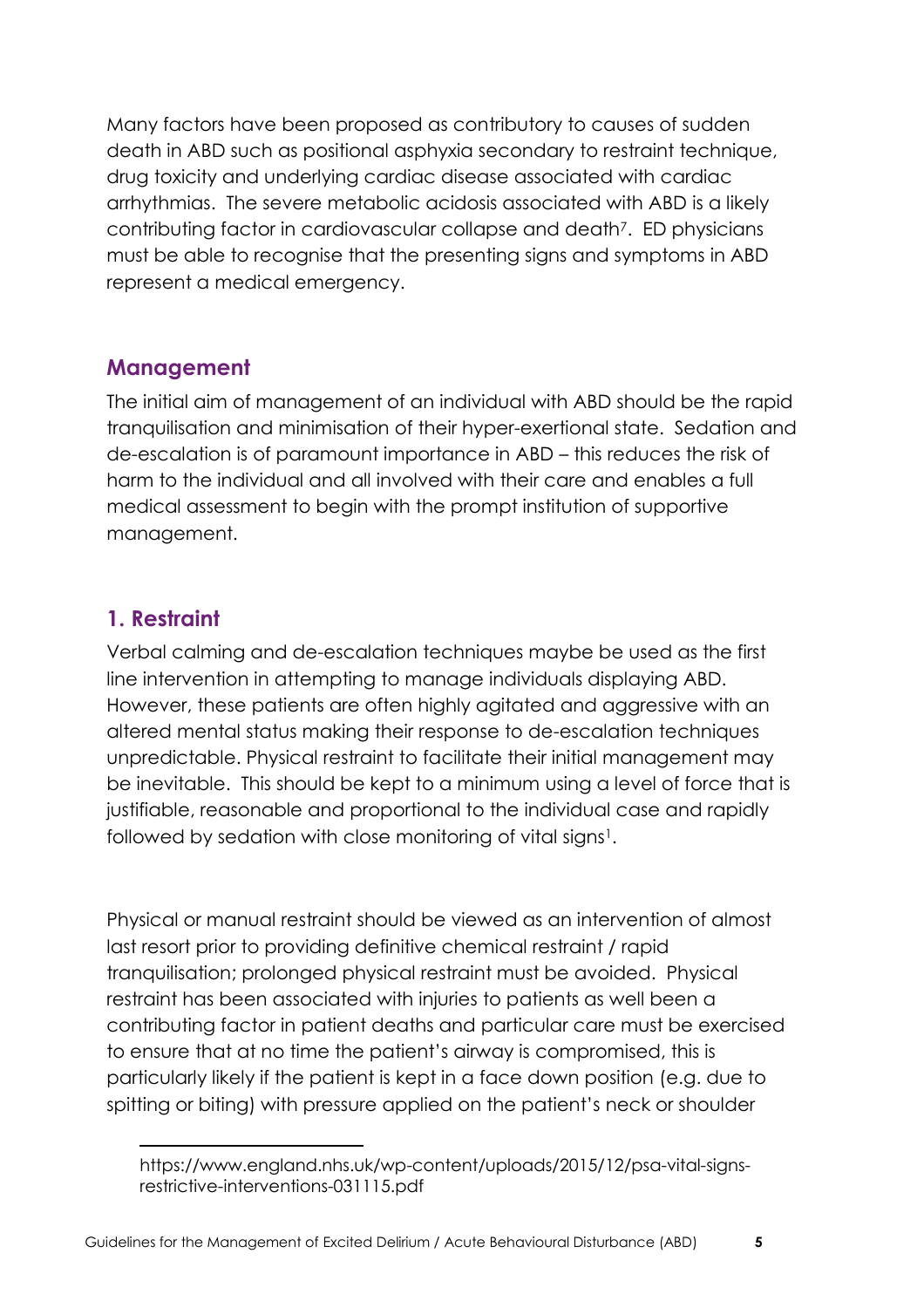Many factors have been proposed as contributory to causes of sudden death in ABD such as positional asphyxia secondary to restraint technique, drug toxicity and underlying cardiac disease associated with cardiac arrhythmias. The severe metabolic acidosis associated with ABD is a likely contributing factor in cardiovascular collapse and death[7]. ED physicians must be able to recognise that the presenting signs and symptoms in ABD represent a medical emergency.

## Management

The initial aim of management of an individual with ABD should be the rapid tranquilisation and minimisation of their hyper-exertional state. Sedation and de-escalation is of paramount importance in ABD – this reduces the risk of harm to the individual and all involved with their care and enables a full medical assessment to begin with the prompt institution of supportive management.

### 1. Restraint

Verbal calming and de-escalation techniques maybe be used as the first line intervention in attempting to manage individuals displaying ABD. However, these patients are often highly agitated and aggressive with an altered mental status making their response to de-escalation techniques unpredictable. Physical restraint to facilitate their initial management may be inevitable. This should be kept to a minimum using a level of force that is justifiable, reasonable and proportional to the individual case and rapidly followed by sedation with close monitoring of vital signs[1].

Physical or manual restraint should be viewed as an intervention of almost last resort prior to providing definitive chemical restraint / rapid tranquilisation; prolonged physical restraint must be avoided. Physical restraint has been associated with injuries to patients as well been a contributing factor in patient deaths and particular care must be exercised to ensure that at no time the patient's airway is compromised, this is particularly likely if the patient is kept in a face down position (e.g. due to spitting or biting) with pressure applied on the patient's neck or shoulder

---

https://www.england.nhs.uk/wp-content/uploads/2015/12/psa-vital-signs-restrictive-interventions-031115.pdf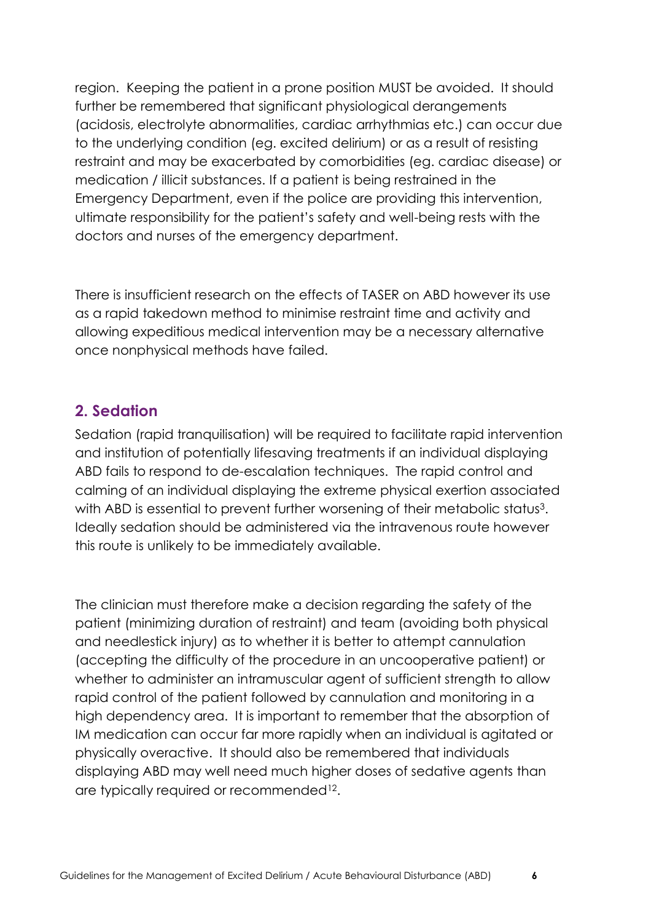region. Keeping the patient in a prone position MUST be avoided. It should further be remembered that significant physiological derangements (acidosis, electrolyte abnormalities, cardiac arrhythmias etc.) can occur due to the underlying condition (eg. excited delirium) or as a result of resisting restraint and may be exacerbated by comorbidities (eg. cardiac disease) or medication / illicit substances. If a patient is being restrained in the Emergency Department, even if the police are providing this intervention, ultimate responsibility for the patient's safety and well-being rests with the doctors and nurses of the emergency department.

There is insufficient research on the effects of TASER on ABD however its use as a rapid takedown method to minimise restraint time and activity and allowing expeditious medical intervention may be a necessary alternative once nonphysical methods have failed.

## 2. Sedation

Sedation (rapid tranquilisation) will be required to facilitate rapid intervention and institution of potentially lifesaving treatments if an individual displaying ABD fails to respond to de-escalation techniques. The rapid control and calming of an individual displaying the extreme physical exertion associated with ABD is essential to prevent further worsening of their metabolic status[3]. Ideally sedation should be administered via the intravenous route however this route is unlikely to be immediately available.

The clinician must therefore make a decision regarding the safety of the patient (minimizing duration of restraint) and team (avoiding both physical and needlestick injury) as to whether it is better to attempt cannulation (accepting the difficulty of the procedure in an uncooperative patient) or whether to administer an intramuscular agent of sufficient strength to allow rapid control of the patient followed by cannulation and monitoring in a high dependency area. It is important to remember that the absorption of IM medication can occur far more rapidly when an individual is agitated or physically overactive. It should also be remembered that individuals displaying ABD may well need much higher doses of sedative agents than are typically required or recommended[12].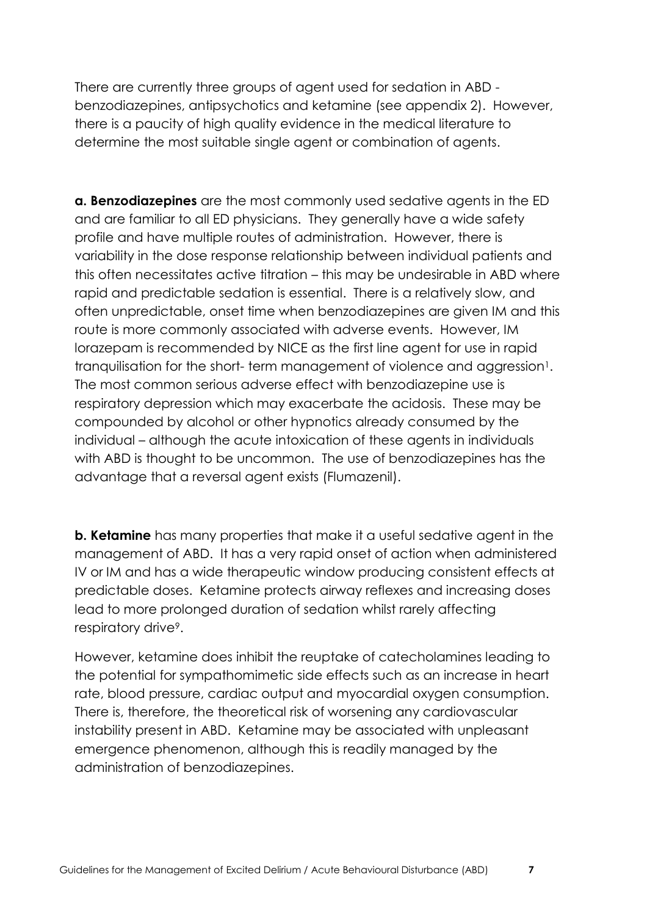There are currently three groups of agent used for sedation in ABD - benzodiazepines, antipsychotics and ketamine (see appendix 2). However, there is a paucity of high quality evidence in the medical literature to determine the most suitable single agent or combination of agents.

***a. Benzodiazepines*** are the most commonly used sedative agents in the ED and are familiar to all ED physicians. They generally have a wide safety profile and have multiple routes of administration. However, there is variability in the dose response relationship between individual patients and this often necessitates active titration – this may be undesirable in ABD where rapid and predictable sedation is essential. There is a relatively slow, and often unpredictable, onset time when benzodiazepines are given IM and this route is more commonly associated with adverse events. However, IM lorazepam is recommended by NICE as the first line agent for use in rapid tranquilisation for the short- term management of violence and aggression[1]. The most common serious adverse effect with benzodiazepine use is respiratory depression which may exacerbate the acidosis. These may be compounded by alcohol or other hypnotics already consumed by the individual – although the acute intoxication of these agents in individuals with ABD is thought to be uncommon. The use of benzodiazepines has the advantage that a reversal agent exists (Flumazenil).

**b. Ketamine** has many properties that make it a useful sedative agent in the management of ABD. It has a very rapid onset of action when administered IV or IM and has a wide therapeutic window producing consistent effects at predictable doses. Ketamine protects airway reflexes and increasing doses lead to more prolonged duration of sedation whilst rarely affecting respiratory drive[9].

However, ketamine does inhibit the reuptake of catecholamines leading to the potential for sympathomimetic side effects such as an increase in heart rate, blood pressure, cardiac output and myocardial oxygen consumption. There is, therefore, the theoretical risk of worsening any cardiovascular instability present in ABD. Ketamine may be associated with unpleasant emergence phenomenon, although this is readily managed by the administration of benzodiazepines.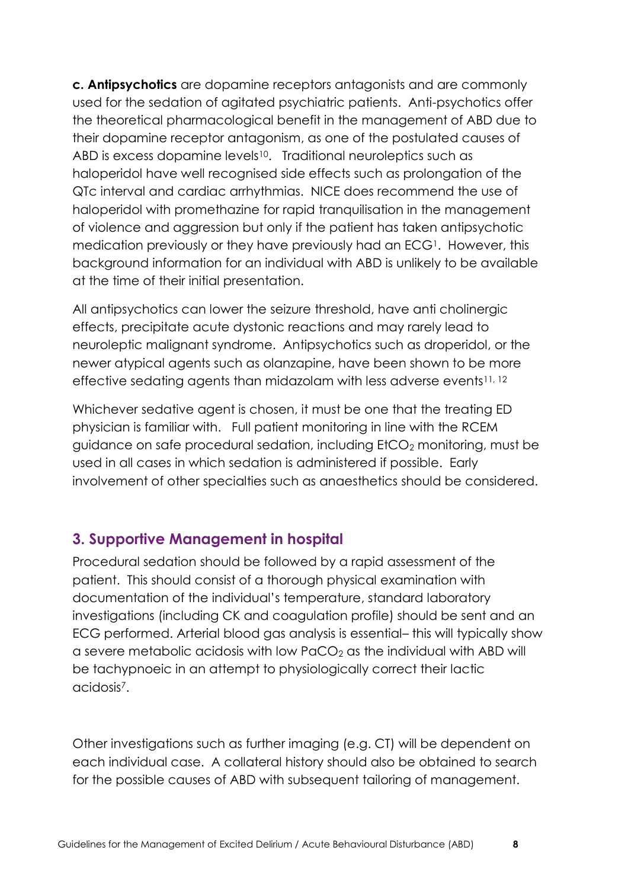**c. Antipsychotics** are dopamine receptors antagonists and are commonly used for the sedation of agitated psychiatric patients. Anti-psychotics offer the theoretical pharmacological benefit in the management of ABD due to their dopamine receptor antagonism, as one of the postulated causes of ABD is excess dopamine levels[10]. Traditional neuroleptics such as haloperidol have well recognised side effects such as prolongation of the QTc interval and cardiac arrhythmias. NICE does recommend the use of haloperidol with promethazine for rapid tranquilisation in the management of violence and aggression but only if the patient has taken antipsychotic medication previously or they have previously had an ECG[1]. However, this background information for an individual with ABD is unlikely to be available at the time of their initial presentation.

All antipsychotics can lower the seizure threshold, have anti cholinergic effects, precipitate acute dystonic reactions and may rarely lead to neuroleptic malignant syndrome. Antipsychotics such as droperidol, or the newer atypical agents such as olanzapine, have been shown to be more effective sedating agents than midazolam with less adverse events[11, 12]

Whichever sedative agent is chosen, it must be one that the treating ED physician is familiar with. Full patient monitoring in line with the RCEM guidance on safe procedural sedation, including $EtCO_2$ monitoring, must be used in all cases in which sedation is administered if possible. Early involvement of other specialties such as anaesthetics should be considered.

## 3. Supportive Management in hospital

Procedural sedation should be followed by a rapid assessment of the patient. This should consist of a thorough physical examination with documentation of the individual's temperature, standard laboratory investigations (including CK and coagulation profile) should be sent and an ECG performed. Arterial blood gas analysis is essential– this will typically show a severe metabolic acidosis with low $PaCO_2$ as the individual with ABD will be tachypnoeic in an attempt to physiologically correct their lactic acidosis[7].

Other investigations such as further imaging (e.g. CT) will be dependent on each individual case. A collateral history should also be obtained to search for the possible causes of ABD with subsequent tailoring of management.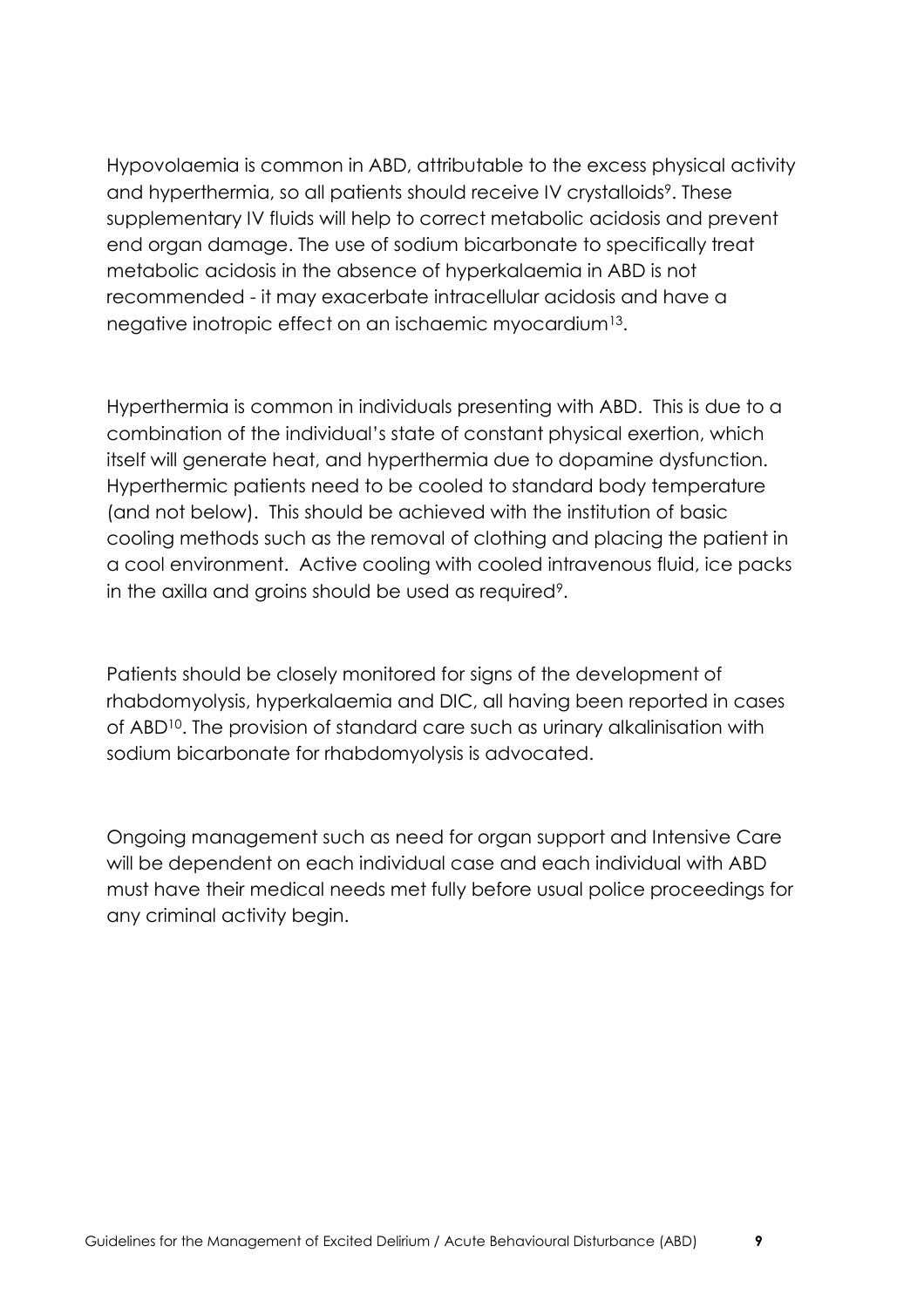Hypovolaemia is common in ABD, attributable to the excess physical activity and hyperthermia, so all patients should receive IV crystalloids[9]. These supplementary IV fluids will help to correct metabolic acidosis and prevent end organ damage. The use of sodium bicarbonate to specifically treat metabolic acidosis in the absence of hyperkalaemia in ABD is not recommended - it may exacerbate intracellular acidosis and have a negative inotropic effect on an ischaemic myocardium[13].

Hyperthermia is common in individuals presenting with ABD. This is due to a combination of the individual's state of constant physical exertion, which itself will generate heat, and hyperthermia due to dopamine dysfunction. Hyperthermic patients need to be cooled to standard body temperature (and not below). This should be achieved with the institution of basic cooling methods such as the removal of clothing and placing the patient in a cool environment. Active cooling with cooled intravenous fluid, ice packs in the axilla and groins should be used as required[9].

Patients should be closely monitored for signs of the development of rhabdomyolysis, hyperkalaemia and DIC, all having been reported in cases of ABD[10]. The provision of standard care such as urinary alkalinisation with sodium bicarbonate for rhabdomyolysis is advocated.

Ongoing management such as need for organ support and Intensive Care will be dependent on each individual case and each individual with ABD must have their medical needs met fully before usual police proceedings for any criminal activity begin.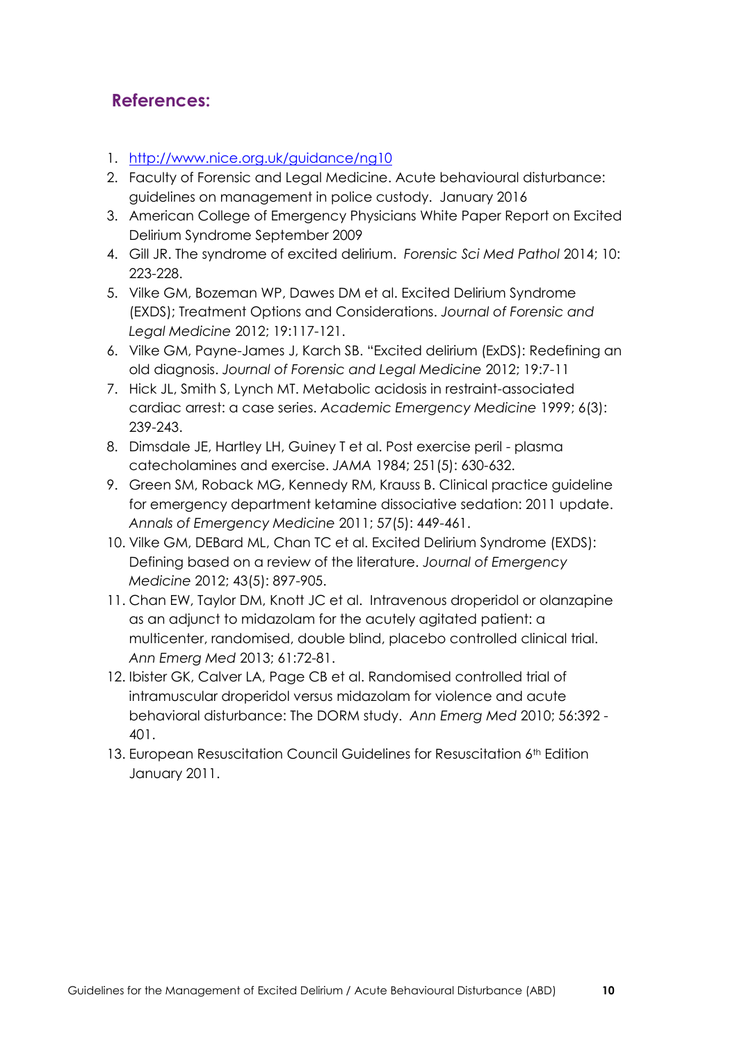## References:

1. http://www.nice.org.uk/guidance/ng10
2. Faculty of Forensic and Legal Medicine. Acute behavioural disturbance: guidelines on management in police custody. January 2016
3. American College of Emergency Physicians White Paper Report on Excited Delirium Syndrome September 2009
4. Gill JR. The syndrome of excited delirium. *Forensic Sci Med Pathol* 2014; 10: 223-228.
5. Vilke GM, Bozeman WP, Dawes DM et al. Excited Delirium Syndrome (EXDS); Treatment Options and Considerations. *Journal of Forensic and Legal Medicine* 2012; 19:117-121.
6. Vilke GM, Payne-James J, Karch SB. "Excited delirium (ExDS): Redefining an old diagnosis. *Journal of Forensic and Legal Medicine* 2012; 19:7-11
7. Hick JL, Smith S, Lynch MT. Metabolic acidosis in restraint-associated cardiac arrest: a case series. *Academic Emergency Medicine* 1999; 6(3): 239-243.
8. Dimsdale JE, Hartley LH, Guiney T et al. Post exercise peril - plasma catecholamines and exercise. *JAMA* 1984; 251(5): 630-632.
9. Green SM, Roback MG, Kennedy RM, Krauss B. Clinical practice guideline for emergency department ketamine dissociative sedation: 2011 update. *Annals of Emergency Medicine* 2011; 57(5): 449-461.
10. Vilke GM, DEBard ML, Chan TC et al. Excited Delirium Syndrome (EXDS): Defining based on a review of the literature. *Journal of Emergency Medicine* 2012; 43(5): 897-905.
11. Chan EW, Taylor DM, Knott JC et al. Intravenous droperidol or olanzapine as an adjunct to midazolam for the acutely agitated patient: a multicenter, randomised, double blind, placebo controlled clinical trial. *Ann Emerg Med* 2013; 61:72-81.
12. Ibister GK, Calver LA, Page CB et al. Randomised controlled trial of intramuscular droperidol versus midazolam for violence and acute behavioral disturbance: The DORM study. *Ann Emerg Med* 2010; 56:392 - 401.
13. European Resuscitation Council Guidelines for Resuscitation 6th Edition January 2011.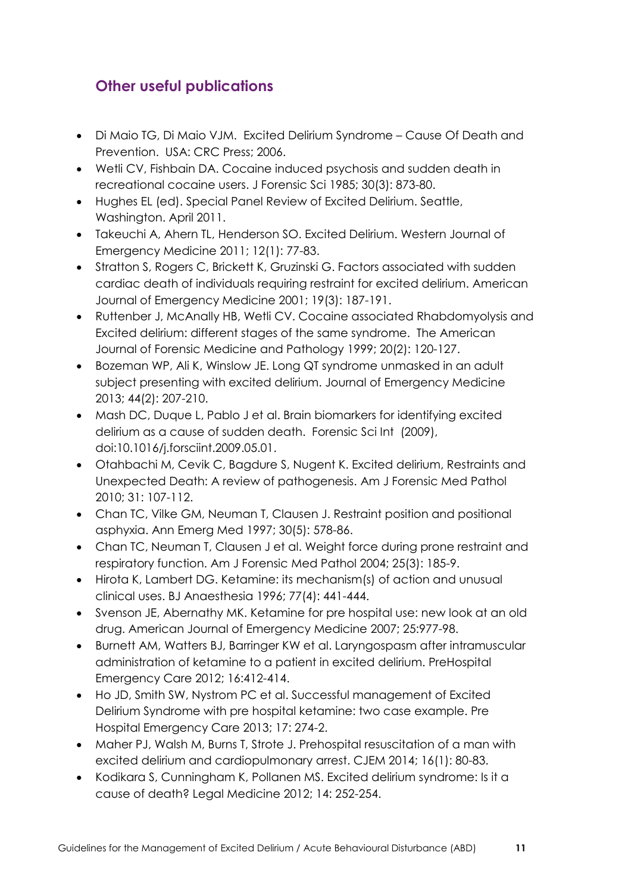## Other useful publications

- Di Maio TG, Di Maio VJM. Excited Delirium Syndrome – Cause Of Death and Prevention. USA: CRC Press; 2006.
- Wetli CV, Fishbain DA. Cocaine induced psychosis and sudden death in recreational cocaine users. J Forensic Sci 1985; 30(3): 873-80.
- Hughes EL (ed). Special Panel Review of Excited Delirium. Seattle, Washington. April 2011.
- Takeuchi A, Ahern TL, Henderson SO. Excited Delirium. Western Journal of Emergency Medicine 2011; 12(1): 77-83.
- Stratton S, Rogers C, Brickett K, Gruzinski G. Factors associated with sudden cardiac death of individuals requiring restraint for excited delirium. American Journal of Emergency Medicine 2001; 19(3): 187-191.
- Ruttenber J, McAnally HB, Wetli CV. Cocaine associated Rhabdomyolysis and Excited delirium: different stages of the same syndrome. The American Journal of Forensic Medicine and Pathology 1999; 20(2): 120-127.
- Bozeman WP, Ali K, Winslow JE. Long QT syndrome unmasked in an adult subject presenting with excited delirium. Journal of Emergency Medicine 2013; 44(2): 207-210.
- Mash DC, Duque L, Pablo J et al. Brain biomarkers for identifying excited delirium as a cause of sudden death. Forensic Sci Int (2009), doi:10.1016/j.forsciint.2009.05.01.
- Otahbachi M, Cevik C, Bagdure S, Nugent K. Excited delirium, Restraints and Unexpected Death: A review of pathogenesis. Am J Forensic Med Pathol 2010; 31: 107-112.
- Chan TC, Vilke GM, Neuman T, Clausen J. Restraint position and positional asphyxia. Ann Emerg Med 1997; 30(5): 578-86.
- Chan TC, Neuman T, Clausen J et al. Weight force during prone restraint and respiratory function. Am J Forensic Med Pathol 2004; 25(3): 185-9.
- Hirota K, Lambert DG. Ketamine: its mechanism(s) of action and unusual clinical uses. BJ Anaesthesia 1996; 77(4): 441-444.
- Svenson JE, Abernathy MK. Ketamine for pre hospital use: new look at an old drug. American Journal of Emergency Medicine 2007; 25:977-98.
- Burnett AM, Watters BJ, Barringer KW et al. Laryngospasm after intramuscular administration of ketamine to a patient in excited delirium. PreHospital Emergency Care 2012; 16:412-414.
- Ho JD, Smith SW, Nystrom PC et al. Successful management of Excited Delirium Syndrome with pre hospital ketamine: two case example. Pre Hospital Emergency Care 2013; 17: 274-2.
- Maher PJ, Walsh M, Burns T, Strote J. Prehospital resuscitation of a man with excited delirium and cardiopulmonary arrest. CJEM 2014; 16(1): 80-83.
- Kodikara S, Cunningham K, Pollanen MS. Excited delirium syndrome: Is it a cause of death? Legal Medicine 2012; 14: 252-254.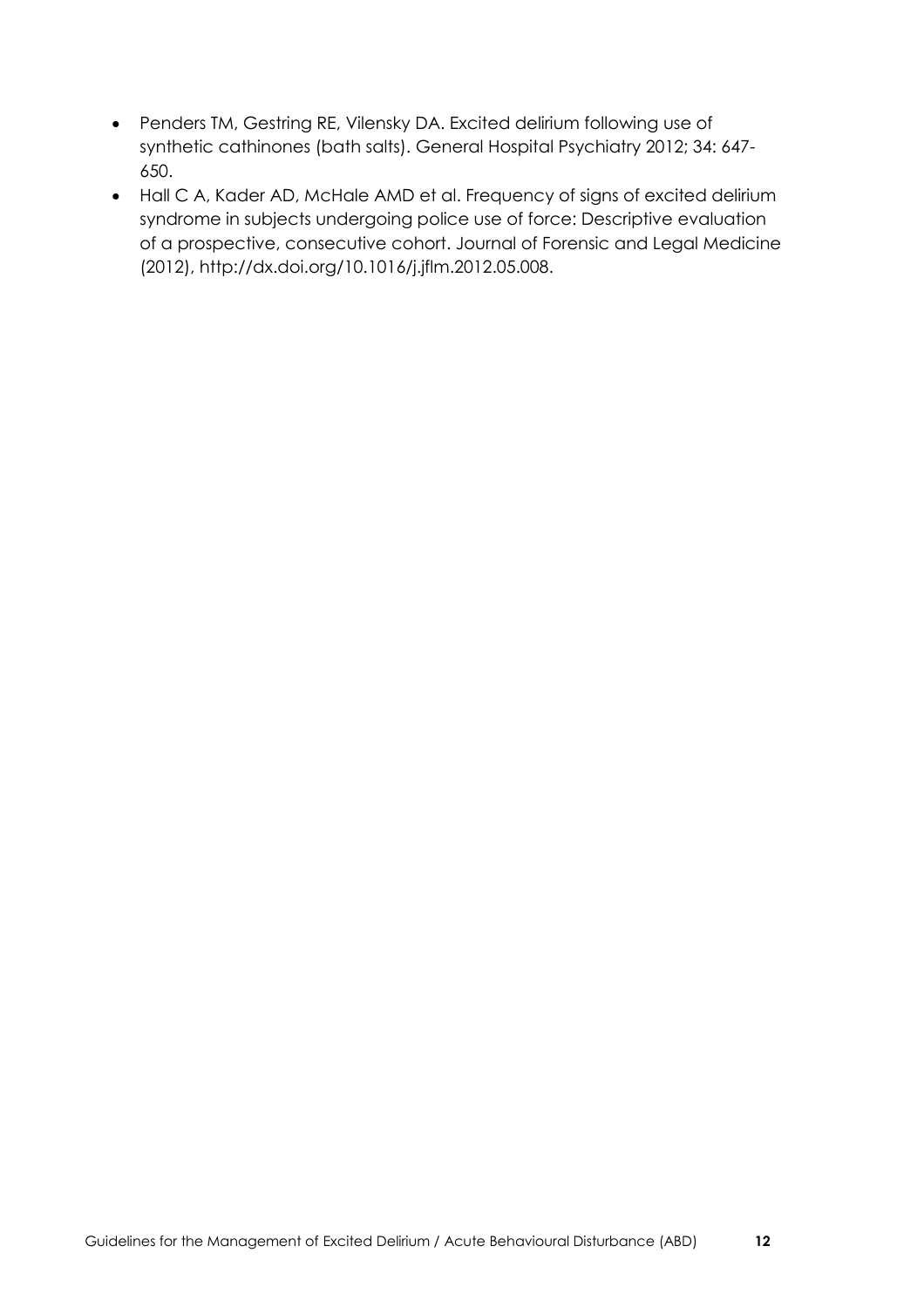- Penders TM, Gestring RE, Vilensky DA. Excited delirium following use of synthetic cathinones (bath salts). General Hospital Psychiatry 2012; 34: 647-650.
- Hall C A, Kader AD, McHale AMD et al. Frequency of signs of excited delirium syndrome in subjects undergoing police use of force: Descriptive evaluation of a prospective, consecutive cohort. Journal of Forensic and Legal Medicine (2012), http://dx.doi.org/10.1016/j.jflm.2012.05.008.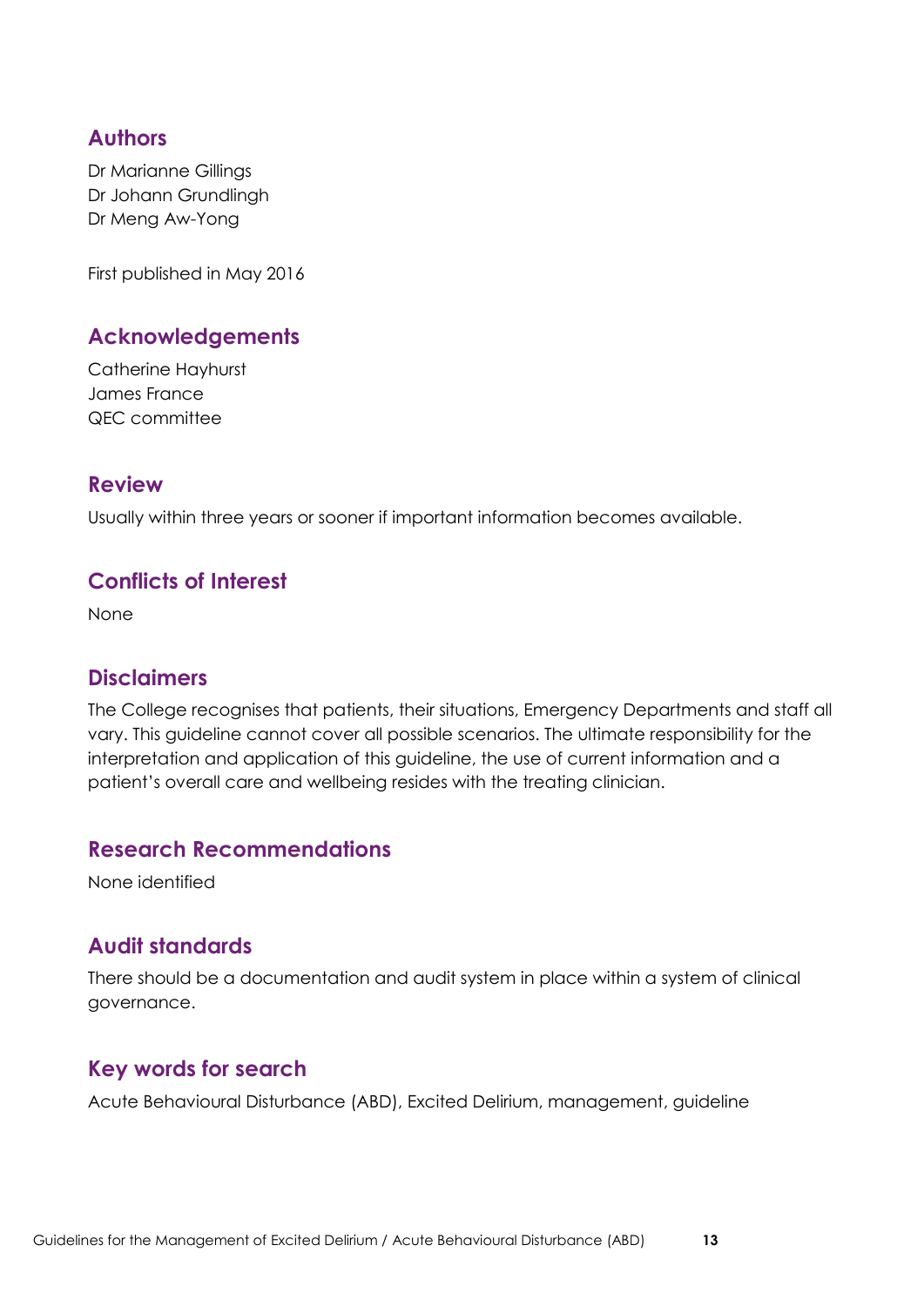## Authors

Dr Marianne Gillings
Dr Johann Grundlingh
Dr Meng Aw-Yong

First published in May 2016

## Acknowledgements

Catherine Hayhurst
James France
QEC committee

## Review

Usually within three years or sooner if important information becomes available.

## Conflicts of Interest

None

## Disclaimers

The College recognises that patients, their situations, Emergency Departments and staff all vary. This guideline cannot cover all possible scenarios. The ultimate responsibility for the interpretation and application of this guideline, the use of current information and a patient's overall care and wellbeing resides with the treating clinician.

## Research Recommendations

None identified

## Audit standards

There should be a documentation and audit system in place within a system of clinical governance.

## Key words for search

Acute Behavioural Disturbance (ABD), Excited Delirium, management, guideline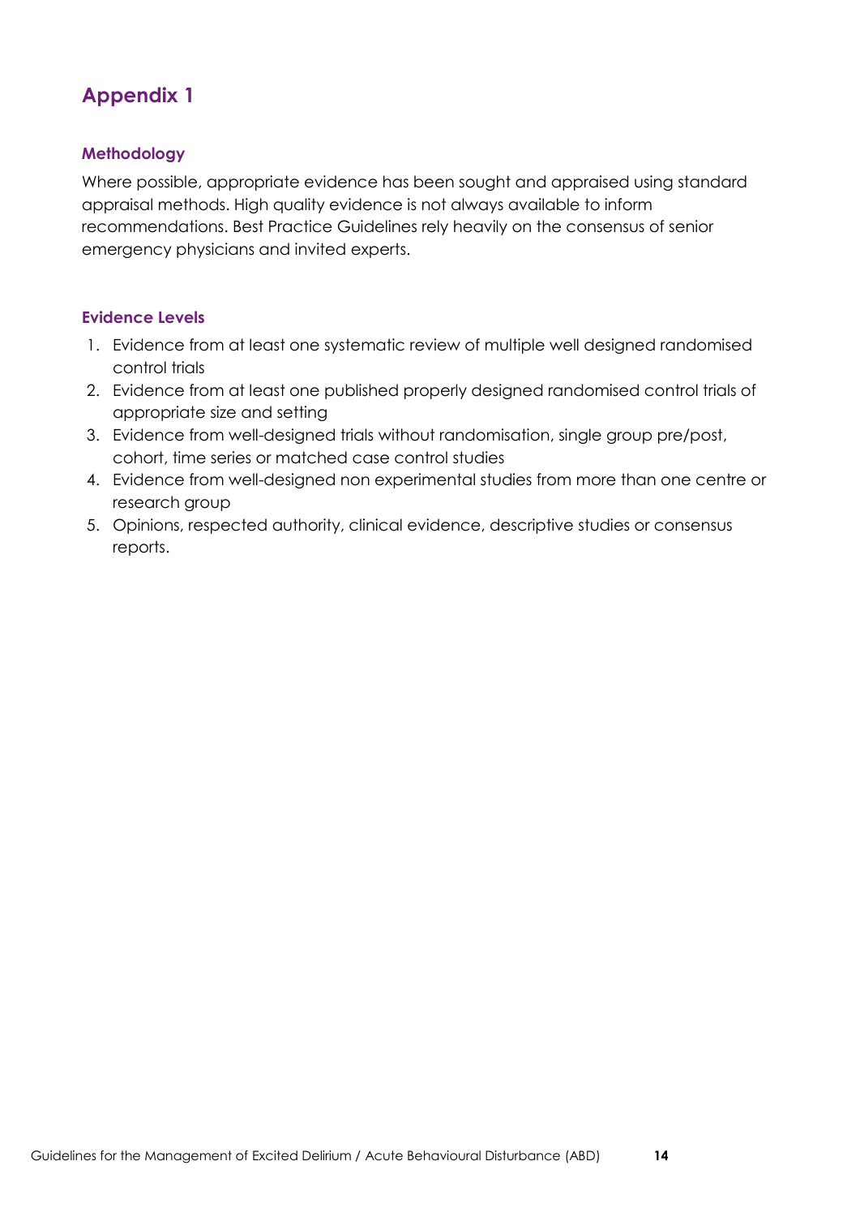# Appendix 1

### Methodology

Where possible, appropriate evidence has been sought and appraised using standard appraisal methods. High quality evidence is not always available to inform recommendations. Best Practice Guidelines rely heavily on the consensus of senior emergency physicians and invited experts.

### Evidence Levels

1. Evidence from at least one systematic review of multiple well designed randomised control trials
2. Evidence from at least one published properly designed randomised control trials of appropriate size and setting
3. Evidence from well-designed trials without randomisation, single group pre/post, cohort, time series or matched case control studies
4. Evidence from well-designed non experimental studies from more than one centre or research group
5. Opinions, respected authority, clinical evidence, descriptive studies or consensus reports.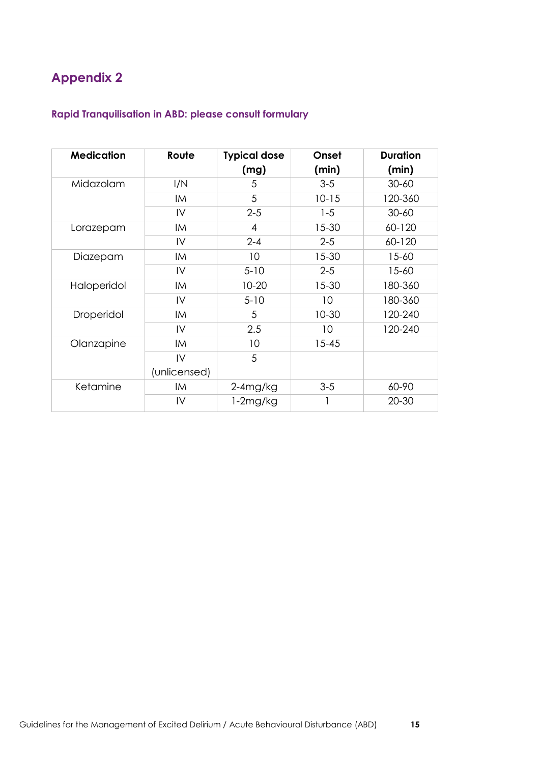## Appendix 2

### Rapid Tranquilisation in ABD: please consult formulary

| Medication | Route | Typical dose (mg) | Onset (min) | Duration (min) |
|---|---|---|---|---|
| Midazolam | I/N | 5 | 3-5 | 30-60 |
| | IM | 5 | 10-15 | 120-360 |
| | IV | 2-5 | 1-5 | 30-60 |
| Lorazepam | IM | 4 | 15-30 | 60-120 |
| | IV | 2-4 | 2-5 | 60-120 |
| Diazepam | IM | 10 | 15-30 | 15-60 |
| | IV | 5-10 | 2-5 | 15-60 |
| Haloperidol | IM | 10-20 | 15-30 | 180-360 |
| | IV | 5-10 | 10 | 180-360 |
| Droperidol | IM | 5 | 10-30 | 120-240 |
| | IV | 2.5 | 10 | 120-240 |
| Olanzapine | IM | 10 | 15-45 | |
| | IV (unlicensed) | 5 | | |
| Ketamine | IM | 2-4mg/kg | 3-5 | 60-90 |
| | IV | 1-2mg/kg | 1 | 20-30 |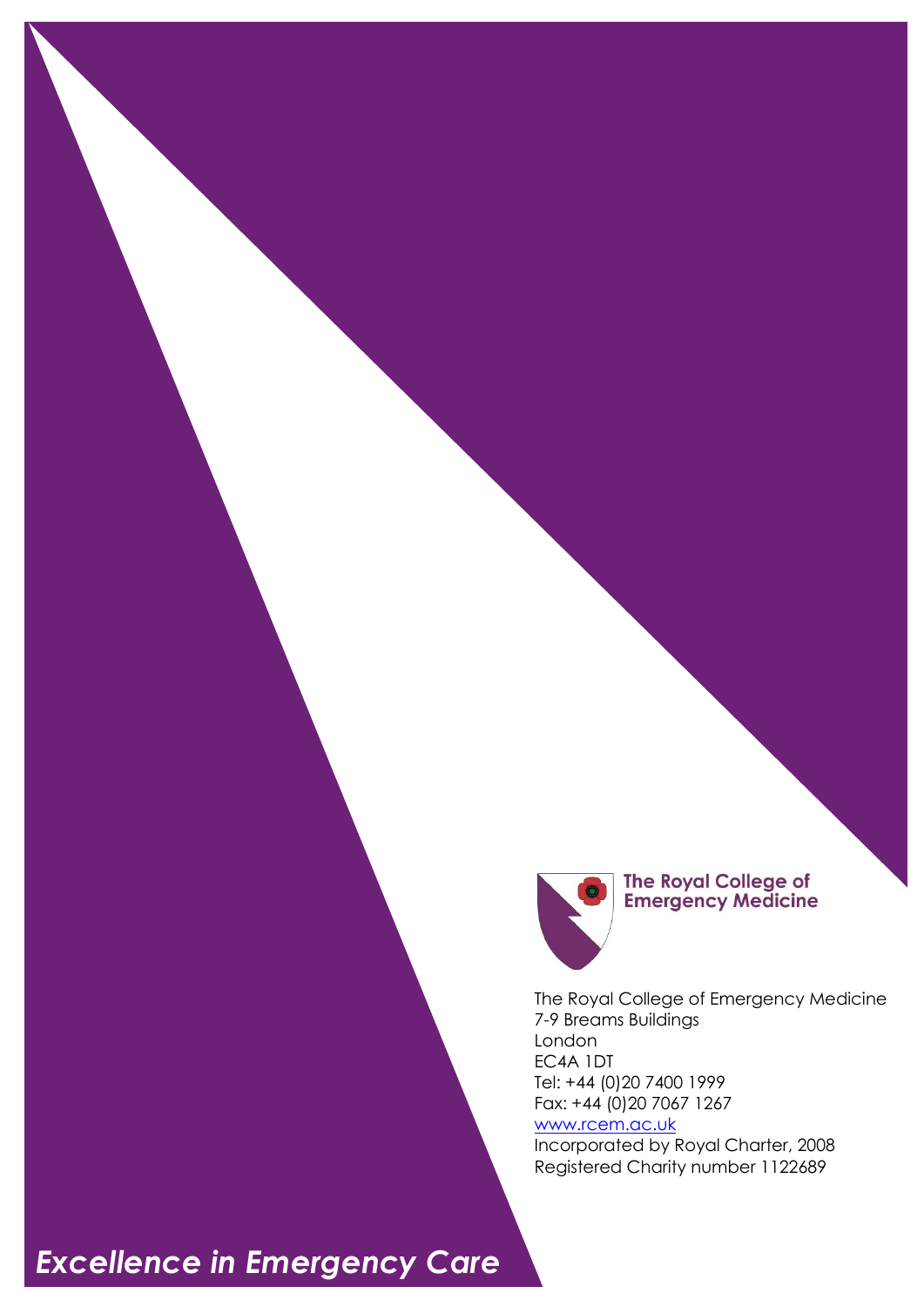**The Royal College of Emergency Medicine**

The Royal College of Emergency Medicine
7-9 Breams Buildings
London
EC4A 1DT
Tel: +44 (0)20 7400 1999
Fax: +44 (0)20 7067 1267
www.rcem.ac.uk
Incorporated by Royal Charter, 2008
Registered Charity number 1122689

***Excellence in Emergency Care***